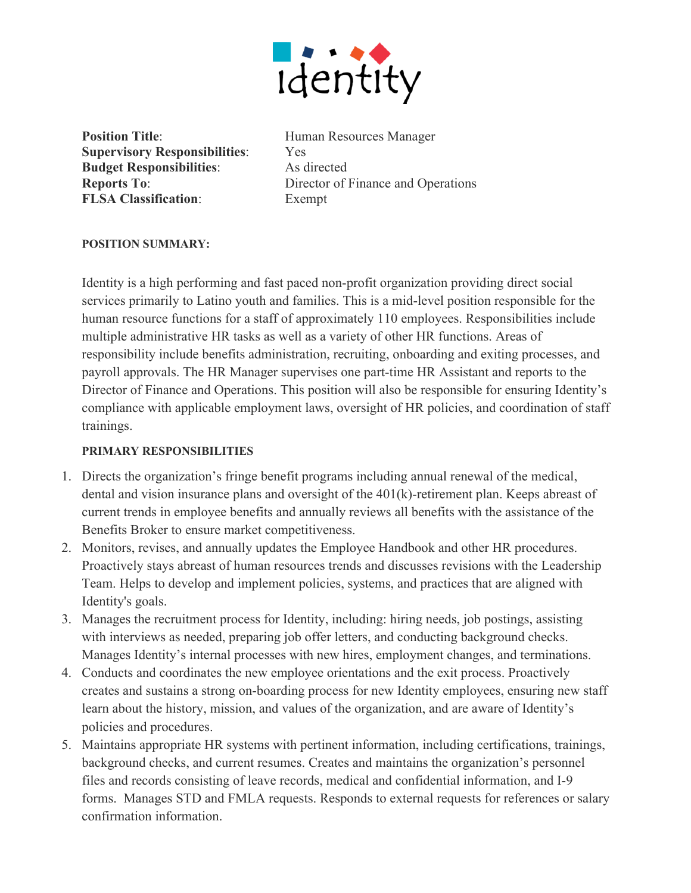Identity

| | |
|---|---|
| **Position Title**: | Human Resources Manager |
| **Supervisory Responsibilities**: | Yes |
| **Budget Responsibilities**: | As directed |
| **Reports To**: | Director of Finance and Operations |
| **FLSA Classification**: | Exempt |

**POSITION SUMMARY:**

Identity is a high performing and fast paced non-profit organization providing direct social services primarily to Latino youth and families. This is a mid-level position responsible for the human resource functions for a staff of approximately 110 employees. Responsibilities include multiple administrative HR tasks as well as a variety of other HR functions. Areas of responsibility include benefits administration, recruiting, onboarding and exiting processes, and payroll approvals. The HR Manager supervises one part-time HR Assistant and reports to the Director of Finance and Operations. This position will also be responsible for ensuring Identity's compliance with applicable employment laws, oversight of HR policies, and coordination of staff trainings.

**PRIMARY RESPONSIBILITIES**

1. Directs the organization's fringe benefit programs including annual renewal of the medical, dental and vision insurance plans and oversight of the 401(k)-retirement plan. Keeps abreast of current trends in employee benefits and annually reviews all benefits with the assistance of the Benefits Broker to ensure market competitiveness.
2. Monitors, revises, and annually updates the Employee Handbook and other HR procedures. Proactively stays abreast of human resources trends and discusses revisions with the Leadership Team. Helps to develop and implement policies, systems, and practices that are aligned with Identity's goals.
3. Manages the recruitment process for Identity, including: hiring needs, job postings, assisting with interviews as needed, preparing job offer letters, and conducting background checks. Manages Identity's internal processes with new hires, employment changes, and terminations.
4. Conducts and coordinates the new employee orientations and the exit process. Proactively creates and sustains a strong on-boarding process for new Identity employees, ensuring new staff learn about the history, mission, and values of the organization, and are aware of Identity's policies and procedures.
5. Maintains appropriate HR systems with pertinent information, including certifications, trainings, background checks, and current resumes. Creates and maintains the organization's personnel files and records consisting of leave records, medical and confidential information, and I-9 forms. Manages STD and FMLA requests. Responds to external requests for references or salary confirmation information.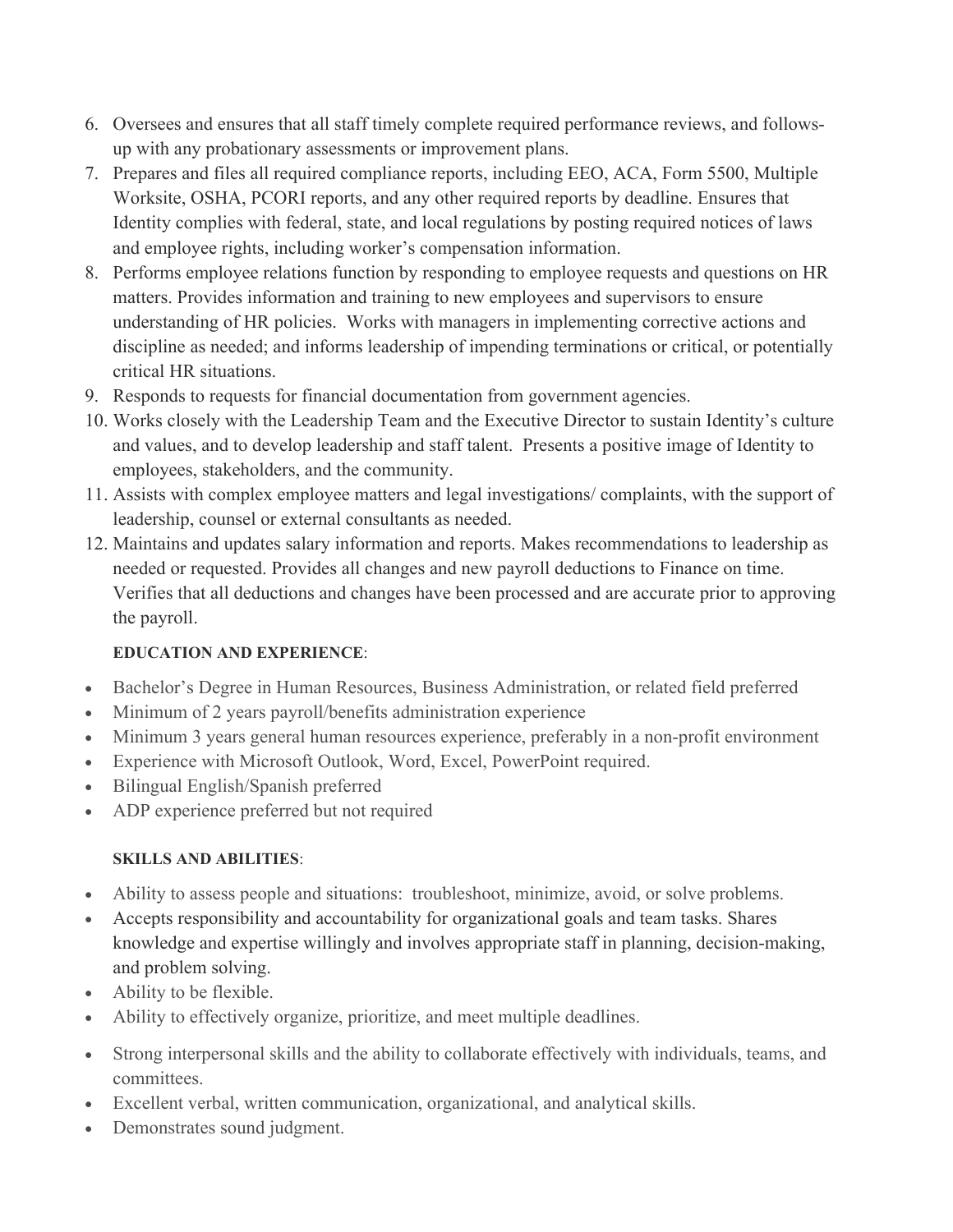6. Oversees and ensures that all staff timely complete required performance reviews, and follows-up with any probationary assessments or improvement plans.
7. Prepares and files all required compliance reports, including EEO, ACA, Form 5500, Multiple Worksite, OSHA, PCORI reports, and any other required reports by deadline. Ensures that Identity complies with federal, state, and local regulations by posting required notices of laws and employee rights, including worker's compensation information.
8. Performs employee relations function by responding to employee requests and questions on HR matters. Provides information and training to new employees and supervisors to ensure understanding of HR policies. Works with managers in implementing corrective actions and discipline as needed; and informs leadership of impending terminations or critical, or potentially critical HR situations.
9. Responds to requests for financial documentation from government agencies.
10. Works closely with the Leadership Team and the Executive Director to sustain Identity's culture and values, and to develop leadership and staff talent. Presents a positive image of Identity to employees, stakeholders, and the community.
11. Assists with complex employee matters and legal investigations/ complaints, with the support of leadership, counsel or external consultants as needed.
12. Maintains and updates salary information and reports. Makes recommendations to leadership as needed or requested. Provides all changes and new payroll deductions to Finance on time. Verifies that all deductions and changes have been processed and are accurate prior to approving the payroll.

**EDUCATION AND EXPERIENCE**:

- Bachelor's Degree in Human Resources, Business Administration, or related field preferred
- Minimum of 2 years payroll/benefits administration experience
- Minimum 3 years general human resources experience, preferably in a non-profit environment
- Experience with Microsoft Outlook, Word, Excel, PowerPoint required.
- Bilingual English/Spanish preferred
- ADP experience preferred but not required

**SKILLS AND ABILITIES**:

- Ability to assess people and situations: troubleshoot, minimize, avoid, or solve problems.
- Accepts responsibility and accountability for organizational goals and team tasks. Shares knowledge and expertise willingly and involves appropriate staff in planning, decision-making, and problem solving.
- Ability to be flexible.
- Ability to effectively organize, prioritize, and meet multiple deadlines.
- Strong interpersonal skills and the ability to collaborate effectively with individuals, teams, and committees.
- Excellent verbal, written communication, organizational, and analytical skills.
- Demonstrates sound judgment.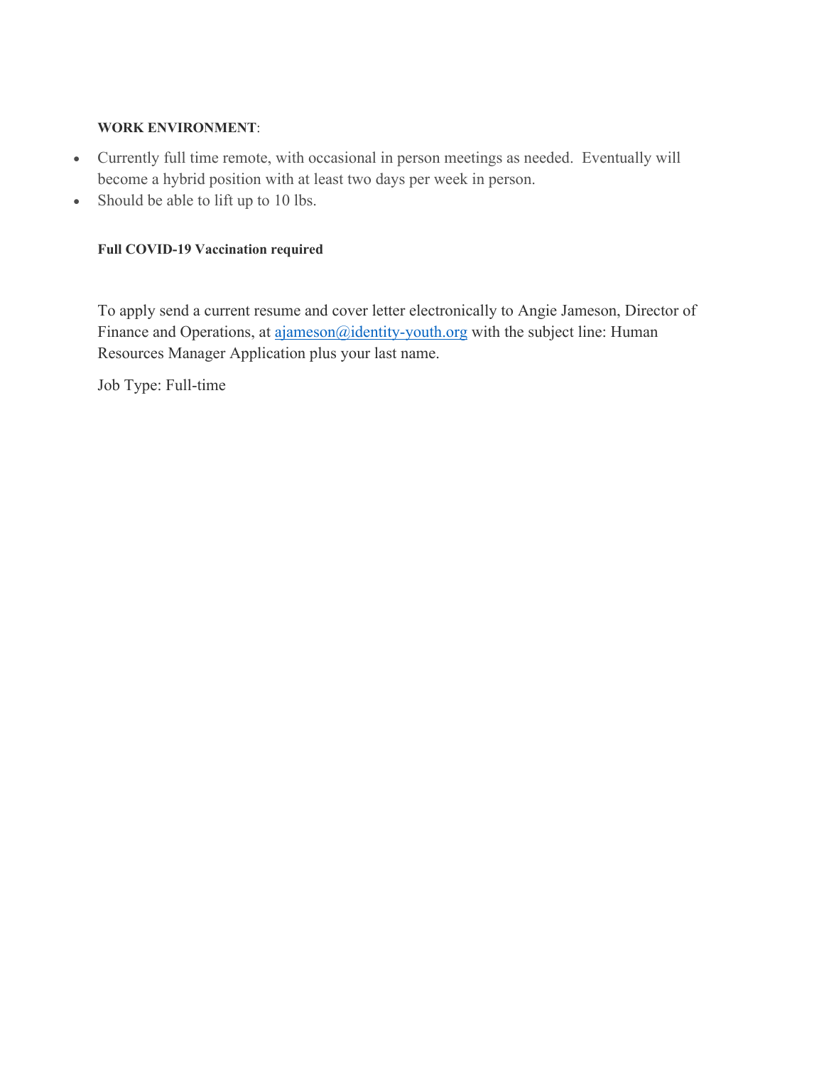**WORK ENVIRONMENT**:

- Currently full time remote, with occasional in person meetings as needed. Eventually will become a hybrid position with at least two days per week in person.
- Should be able to lift up to 10 lbs.

**Full COVID-19 Vaccination required**

To apply send a current resume and cover letter electronically to Angie Jameson, Director of Finance and Operations, at [ajameson@identity-youth.org](mailto:ajameson@identity-youth.org) with the subject line: Human Resources Manager Application plus your last name.

Job Type: Full-time